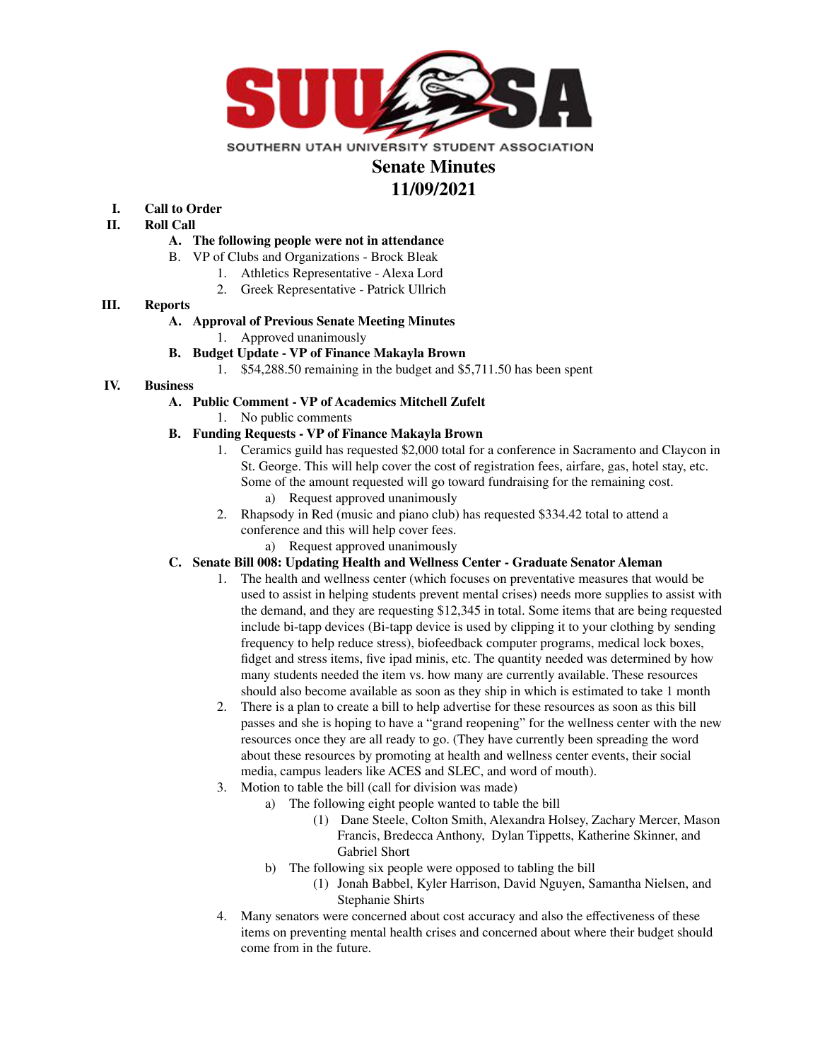SOUTHERN UTAH UNIVERSITY STUDENT ASSOCIATION

# Senate Minutes
# 11/09/2021

I. **Call to Order**

II. **Roll Call**

   A. **The following people were not in attendance**

   B. VP of Clubs and Organizations - Brock Bleak

      1. Athletics Representative - Alexa Lord
      2. Greek Representative - Patrick Ullrich

III. **Reports**

   A. **Approval of Previous Senate Meeting Minutes**

      1. Approved unanimously

   B. **Budget Update - VP of Finance Makayla Brown**

      1. $54,288.50 remaining in the budget and $5,711.50 has been spent

IV. **Business**

   A. **Public Comment - VP of Academics Mitchell Zufelt**

      1. No public comments

   B. **Funding Requests - VP of Finance Makayla Brown**

      1. Ceramics guild has requested $2,000 total for a conference in Sacramento and Claycon in St. George. This will help cover the cost of registration fees, airfare, gas, hotel stay, etc. Some of the amount requested will go toward fundraising for the remaining cost.
         a) Request approved unanimously
      2. Rhapsody in Red (music and piano club) has requested $334.42 total to attend a conference and this will help cover fees.
         a) Request approved unanimously

   C. **Senate Bill 008: Updating Health and Wellness Center - Graduate Senator Aleman**

      1. The health and wellness center (which focuses on preventative measures that would be used to assist in helping students prevent mental crises) needs more supplies to assist with the demand, and they are requesting $12,345 in total. Some items that are being requested include bi-tapp devices (Bi-tapp device is used by clipping it to your clothing by sending frequency to help reduce stress), biofeedback computer programs, medical lock boxes, fidget and stress items, five ipad minis, etc. The quantity needed was determined by how many students needed the item vs. how many are currently available. These resources should also become available as soon as they ship in which is estimated to take 1 month
      2. There is a plan to create a bill to help advertise for these resources as soon as this bill passes and she is hoping to have a "grand reopening" for the wellness center with the new resources once they are all ready to go. (They have currently been spreading the word about these resources by promoting at health and wellness center events, their social media, campus leaders like ACES and SLEC, and word of mouth).
      3. Motion to table the bill (call for division was made)
         a) The following eight people wanted to table the bill
            (1) Dane Steele, Colton Smith, Alexandra Holsey, Zachary Mercer, Mason Francis, Bredecca Anthony, Dylan Tippetts, Katherine Skinner, and Gabriel Short
         b) The following six people were opposed to tabling the bill
            (1) Jonah Babbel, Kyler Harrison, David Nguyen, Samantha Nielsen, and Stephanie Shirts
      4. Many senators were concerned about cost accuracy and also the effectiveness of these items on preventing mental health crises and concerned about where their budget should come from in the future.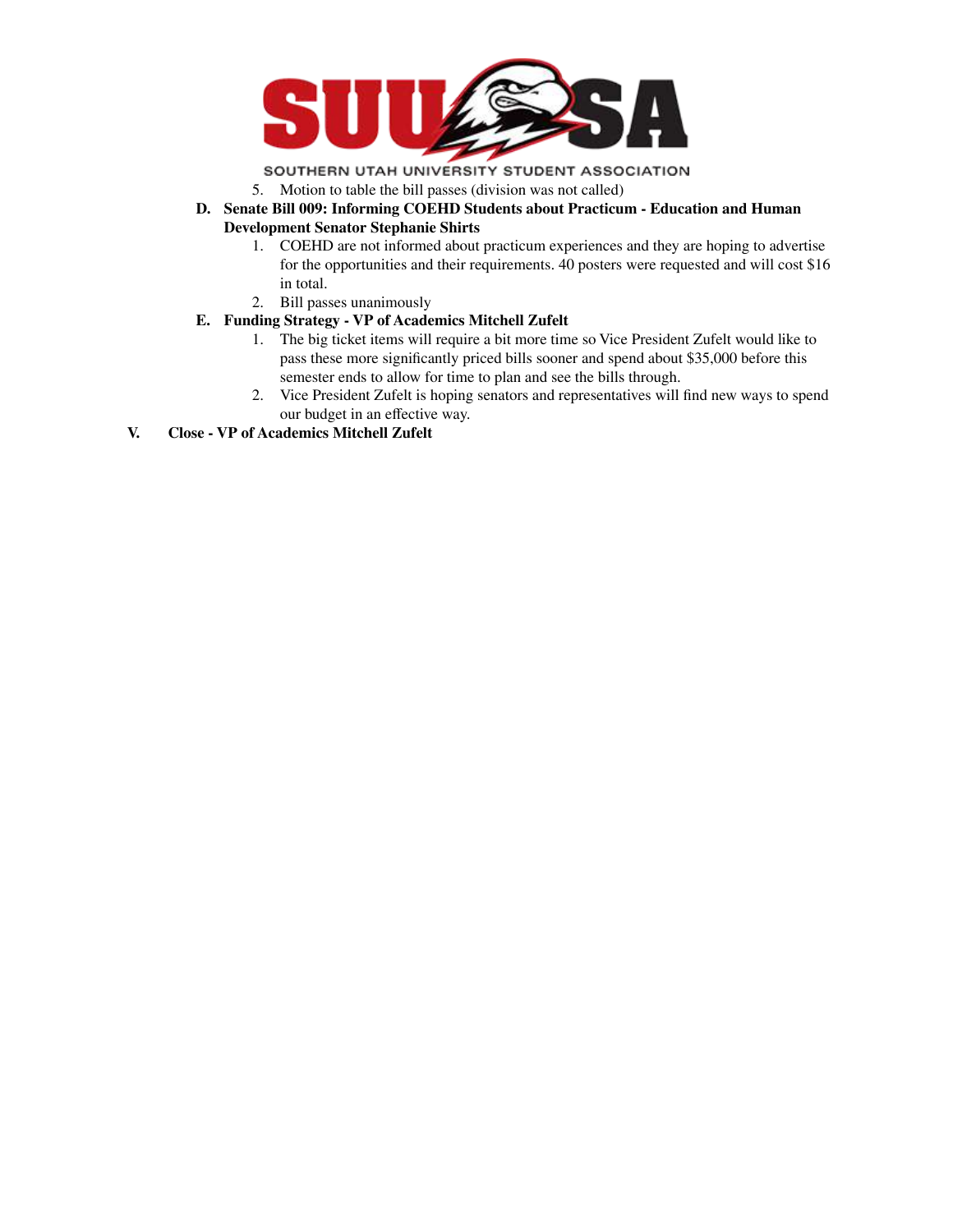5. Motion to table the bill passes (division was not called)

**D. Senate Bill 009: Informing COEHD Students about Practicum - Education and Human Development Senator Stephanie Shirts**

1. COEHD are not informed about practicum experiences and they are hoping to advertise for the opportunities and their requirements. 40 posters were requested and will cost $16 in total.
2. Bill passes unanimously

**E. Funding Strategy - VP of Academics Mitchell Zufelt**

1. The big ticket items will require a bit more time so Vice President Zufelt would like to pass these more significantly priced bills sooner and spend about $35,000 before this semester ends to allow for time to plan and see the bills through.
2. Vice President Zufelt is hoping senators and representatives will find new ways to spend our budget in an effective way.

**V. Close - VP of Academics Mitchell Zufelt**